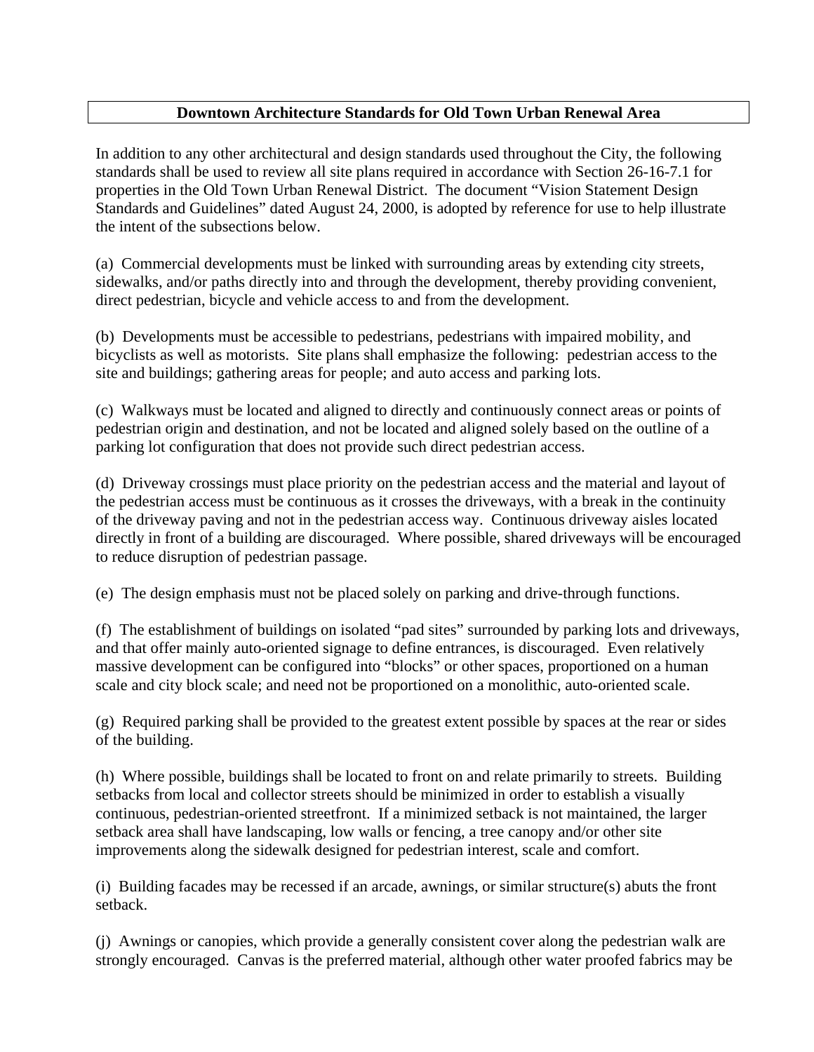# Downtown Architecture Standards for Old Town Urban Renewal Area

In addition to any other architectural and design standards used throughout the City, the following standards shall be used to review all site plans required in accordance with Section 26-16-7.1 for properties in the Old Town Urban Renewal District. The document "Vision Statement Design Standards and Guidelines" dated August 24, 2000, is adopted by reference for use to help illustrate the intent of the subsections below.

(a) Commercial developments must be linked with surrounding areas by extending city streets, sidewalks, and/or paths directly into and through the development, thereby providing convenient, direct pedestrian, bicycle and vehicle access to and from the development.

(b) Developments must be accessible to pedestrians, pedestrians with impaired mobility, and bicyclists as well as motorists. Site plans shall emphasize the following: pedestrian access to the site and buildings; gathering areas for people; and auto access and parking lots.

(c) Walkways must be located and aligned to directly and continuously connect areas or points of pedestrian origin and destination, and not be located and aligned solely based on the outline of a parking lot configuration that does not provide such direct pedestrian access.

(d) Driveway crossings must place priority on the pedestrian access and the material and layout of the pedestrian access must be continuous as it crosses the driveways, with a break in the continuity of the driveway paving and not in the pedestrian access way. Continuous driveway aisles located directly in front of a building are discouraged. Where possible, shared driveways will be encouraged to reduce disruption of pedestrian passage.

(e) The design emphasis must not be placed solely on parking and drive-through functions.

(f) The establishment of buildings on isolated "pad sites" surrounded by parking lots and driveways, and that offer mainly auto-oriented signage to define entrances, is discouraged. Even relatively massive development can be configured into "blocks" or other spaces, proportioned on a human scale and city block scale; and need not be proportioned on a monolithic, auto-oriented scale.

(g) Required parking shall be provided to the greatest extent possible by spaces at the rear or sides of the building.

(h) Where possible, buildings shall be located to front on and relate primarily to streets. Building setbacks from local and collector streets should be minimized in order to establish a visually continuous, pedestrian-oriented streetfront. If a minimized setback is not maintained, the larger setback area shall have landscaping, low walls or fencing, a tree canopy and/or other site improvements along the sidewalk designed for pedestrian interest, scale and comfort.

(i) Building facades may be recessed if an arcade, awnings, or similar structure(s) abuts the front setback.

(j) Awnings or canopies, which provide a generally consistent cover along the pedestrian walk are strongly encouraged. Canvas is the preferred material, although other water proofed fabrics may be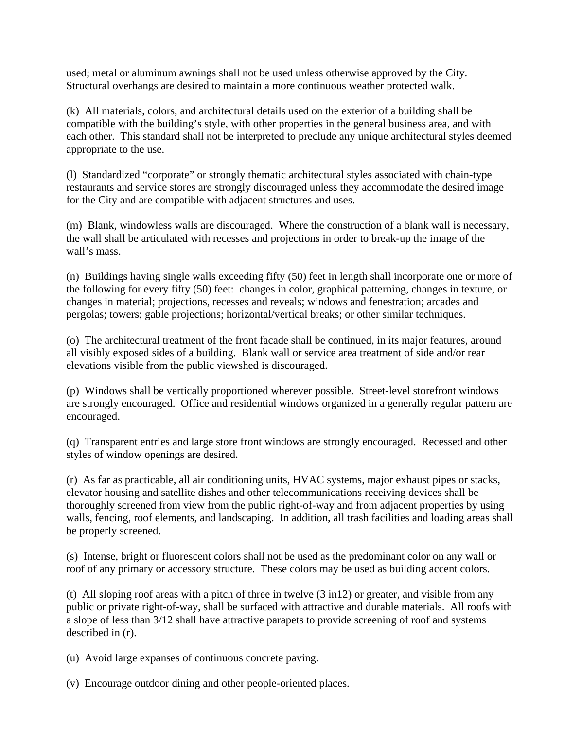used; metal or aluminum awnings shall not be used unless otherwise approved by the City. Structural overhangs are desired to maintain a more continuous weather protected walk.

(k) All materials, colors, and architectural details used on the exterior of a building shall be compatible with the building's style, with other properties in the general business area, and with each other. This standard shall not be interpreted to preclude any unique architectural styles deemed appropriate to the use.

(l) Standardized "corporate" or strongly thematic architectural styles associated with chain-type restaurants and service stores are strongly discouraged unless they accommodate the desired image for the City and are compatible with adjacent structures and uses.

(m) Blank, windowless walls are discouraged. Where the construction of a blank wall is necessary, the wall shall be articulated with recesses and projections in order to break-up the image of the wall's mass.

(n) Buildings having single walls exceeding fifty (50) feet in length shall incorporate one or more of the following for every fifty (50) feet: changes in color, graphical patterning, changes in texture, or changes in material; projections, recesses and reveals; windows and fenestration; arcades and pergolas; towers; gable projections; horizontal/vertical breaks; or other similar techniques.

(o) The architectural treatment of the front facade shall be continued, in its major features, around all visibly exposed sides of a building. Blank wall or service area treatment of side and/or rear elevations visible from the public viewshed is discouraged.

(p) Windows shall be vertically proportioned wherever possible. Street-level storefront windows are strongly encouraged. Office and residential windows organized in a generally regular pattern are encouraged.

(q) Transparent entries and large store front windows are strongly encouraged. Recessed and other styles of window openings are desired.

(r) As far as practicable, all air conditioning units, HVAC systems, major exhaust pipes or stacks, elevator housing and satellite dishes and other telecommunications receiving devices shall be thoroughly screened from view from the public right-of-way and from adjacent properties by using walls, fencing, roof elements, and landscaping. In addition, all trash facilities and loading areas shall be properly screened.

(s) Intense, bright or fluorescent colors shall not be used as the predominant color on any wall or roof of any primary or accessory structure. These colors may be used as building accent colors.

(t) All sloping roof areas with a pitch of three in twelve (3 in12) or greater, and visible from any public or private right-of-way, shall be surfaced with attractive and durable materials. All roofs with a slope of less than 3/12 shall have attractive parapets to provide screening of roof and systems described in (r).

(u) Avoid large expanses of continuous concrete paving.

(v) Encourage outdoor dining and other people-oriented places.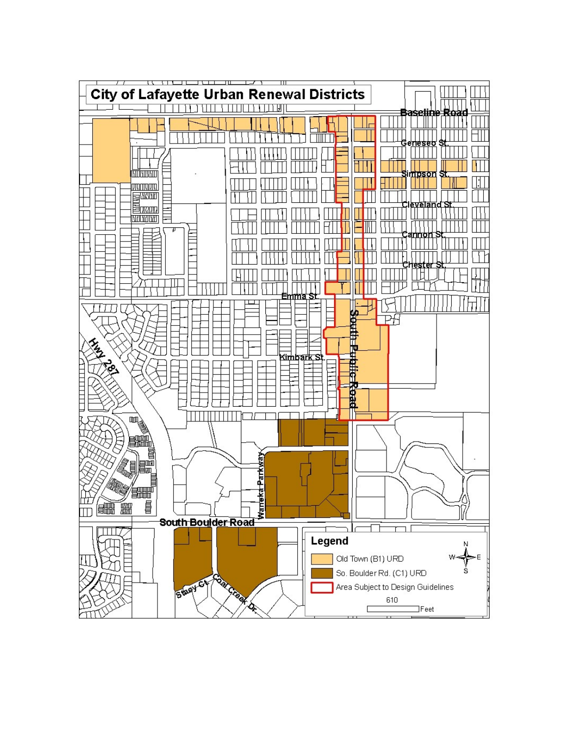# City of Lafayette Urban Renewal Districts

Baseline Road

Geneseo St.

Simpson St.

Cleveland St.

Cannon St.

Chester St.

Emma St.

Kimbark St.

South Public Road

Hwy 287

Waneka Parkway

South Boulder Road

Stacy Ct.

Coal Creek Dr.

**Legend**

Old Town (B1) URD

So. Boulder Rd. (C1) URD

Area Subject to Design Guidelines

610

Feet

N

W

E

S